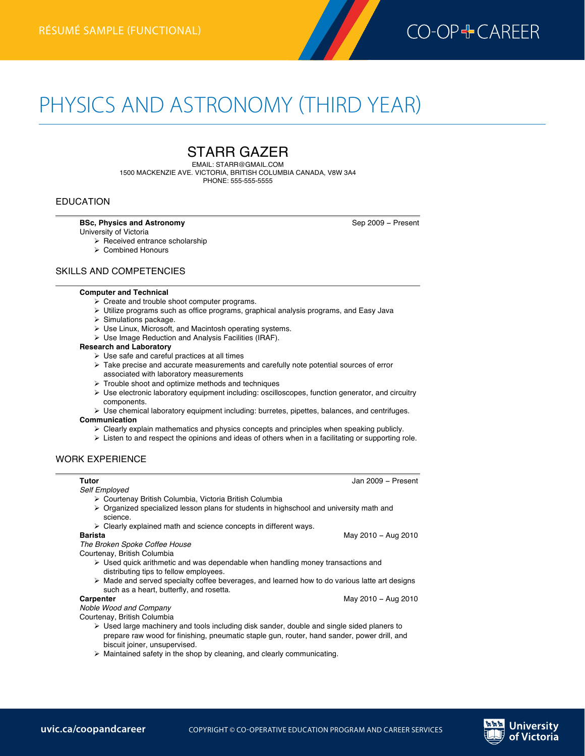RÉSUMÉ SAMPLE (FUNCTIONAL)

CO-OP + CAREER

# PHYSICS AND ASTRONOMY (THIRD YEAR)

## STARR GAZER

EMAIL: STARR@GMAIL.COM
1500 MACKENZIE AVE. VICTORIA, BRITISH COLUMBIA CANADA, V8W 3A4
PHONE: 555-555-5555

### EDUCATION

**BSc, Physics and Astronomy** — Sep 2009 – Present
University of Victoria

- Received entrance scholarship
- Combined Honours

### SKILLS AND COMPETENCIES

**Computer and Technical**

- Create and trouble shoot computer programs.
- Utilize programs such as office programs, graphical analysis programs, and Easy Java
- Simulations package.
- Use Linux, Microsoft, and Macintosh operating systems.
- Use Image Reduction and Analysis Facilities (IRAF).

**Research and Laboratory**

- Use safe and careful practices at all times
- Take precise and accurate measurements and carefully note potential sources of error associated with laboratory measurements
- Trouble shoot and optimize methods and techniques
- Use electronic laboratory equipment including: oscilloscopes, function generator, and circuitry components.
- Use chemical laboratory equipment including: burretes, pipettes, balances, and centrifuges.

**Communication**

- Clearly explain mathematics and physics concepts and principles when speaking publicly.
- Listen to and respect the opinions and ideas of others when in a facilitating or supporting role.

### WORK EXPERIENCE

**Tutor** — Jan 2009 – Present
*Self Employed*

- Courtenay British Columbia, Victoria British Columbia
- Organized specialized lesson plans for students in highschool and university math and science.
- Clearly explained math and science concepts in different ways.

**Barista** — May 2010 – Aug 2010
*The Broken Spoke Coffee House*
Courtenay, British Columbia

- Used quick arithmetic and was dependable when handling money transactions and distributing tips to fellow employees.
- Made and served specialty coffee beverages, and learned how to do various latte art designs such as a heart, butterfly, and rosetta.

**Carpenter** — May 2010 – Aug 2010
*Noble Wood and Company*
Courtenay, British Columbia

- Used large machinery and tools including disk sander, double and single sided planers to prepare raw wood for finishing, pneumatic staple gun, router, hand sander, power drill, and biscuit joiner, unsupervised.
- Maintained safety in the shop by cleaning, and clearly communicating.

uvic.ca/coopandcareer — COPYRIGHT © CO-OPERATIVE EDUCATION PROGRAM AND CAREER SERVICES — University of Victoria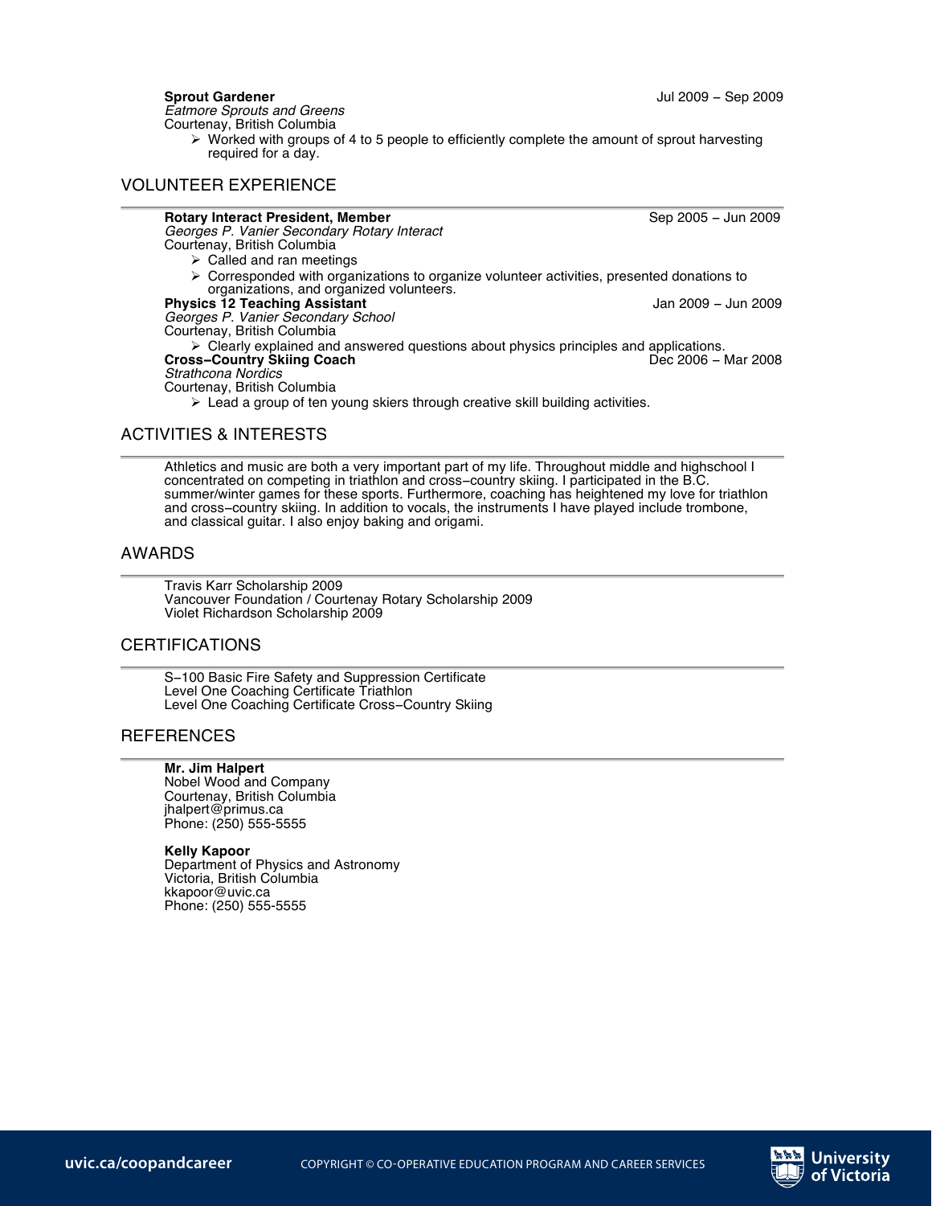**Sprout Gardener** Jul 2009 – Sep 2009
*Eatmore Sprouts and Greens*
Courtenay, British Columbia

- Worked with groups of 4 to 5 people to efficiently complete the amount of sprout harvesting required for a day.

## VOLUNTEER EXPERIENCE

**Rotary Interact President, Member** Sep 2005 – Jun 2009
*Georges P. Vanier Secondary Rotary Interact*
Courtenay, British Columbia

- Called and ran meetings
- Corresponded with organizations to organize volunteer activities, presented donations to organizations, and organized volunteers.

**Physics 12 Teaching Assistant** Jan 2009 – Jun 2009
*Georges P. Vanier Secondary School*
Courtenay, British Columbia

- Clearly explained and answered questions about physics principles and applications.

**Cross–Country Skiing Coach** Dec 2006 – Mar 2008
*Strathcona Nordics*
Courtenay, British Columbia

- Lead a group of ten young skiers through creative skill building activities.

## ACTIVITIES & INTERESTS

Athletics and music are both a very important part of my life. Throughout middle and highschool I concentrated on competing in triathlon and cross–country skiing. I participated in the B.C. summer/winter games for these sports. Furthermore, coaching has heightened my love for triathlon and cross–country skiing. In addition to vocals, the instruments I have played include trombone, and classical guitar. I also enjoy baking and origami.

## AWARDS

Travis Karr Scholarship 2009
Vancouver Foundation / Courtenay Rotary Scholarship 2009
Violet Richardson Scholarship 2009

## CERTIFICATIONS

S–100 Basic Fire Safety and Suppression Certificate
Level One Coaching Certificate Triathlon
Level One Coaching Certificate Cross–Country Skiing

## REFERENCES

**Mr. Jim Halpert**
Nobel Wood and Company
Courtenay, British Columbia
jhalpert@primus.ca
Phone: (250) 555-5555

**Kelly Kapoor**
Department of Physics and Astronomy
Victoria, British Columbia
kkapoor@uvic.ca
Phone: (250) 555-5555